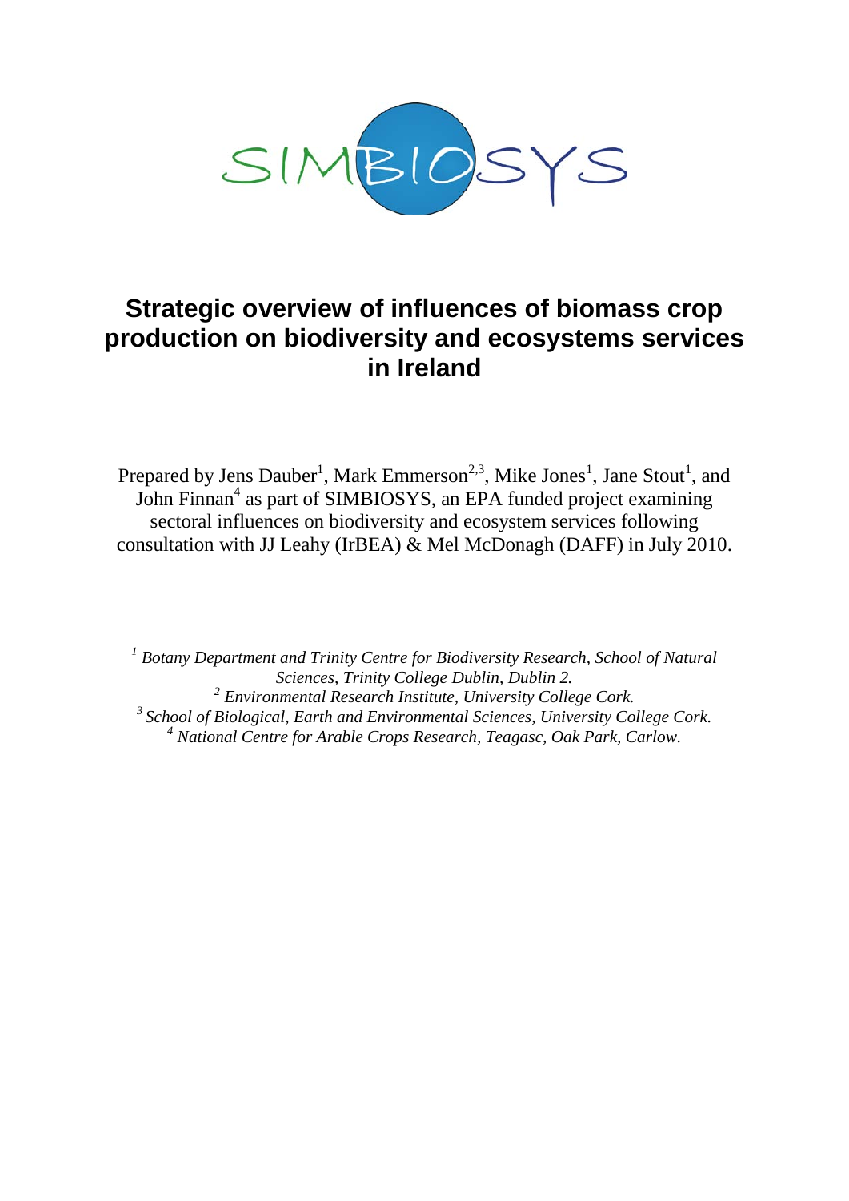SIMBIOSYS

# Strategic overview of influences of biomass crop production on biodiversity and ecosystems services in Ireland

Prepared by Jens Dauber[1], Mark Emmerson[2,3], Mike Jones[1], Jane Stout[1], and John Finnan[4] as part of SIMBIOSYS, an EPA funded project examining sectoral influences on biodiversity and ecosystem services following consultation with JJ Leahy (IrBEA) & Mel McDonagh (DAFF) in July 2010.

*[1] Botany Department and Trinity Centre for Biodiversity Research, School of Natural Sciences, Trinity College Dublin, Dublin 2.*
*[2] Environmental Research Institute, University College Cork.*
*[3] School of Biological, Earth and Environmental Sciences, University College Cork.*
*[4] National Centre for Arable Crops Research, Teagasc, Oak Park, Carlow.*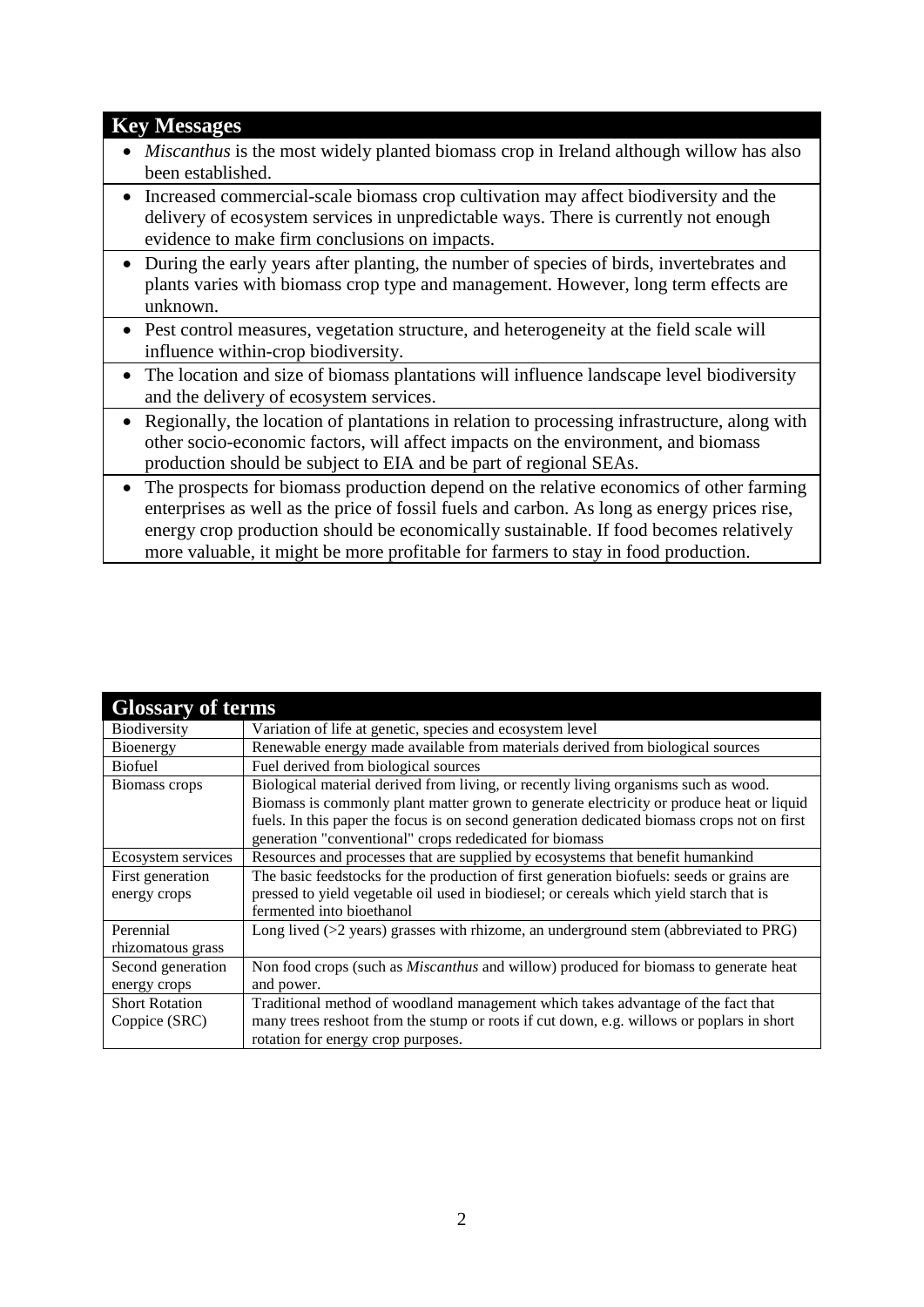## Key Messages

- *Miscanthus* is the most widely planted biomass crop in Ireland although willow has also been established.
- Increased commercial-scale biomass crop cultivation may affect biodiversity and the delivery of ecosystem services in unpredictable ways. There is currently not enough evidence to make firm conclusions on impacts.
- During the early years after planting, the number of species of birds, invertebrates and plants varies with biomass crop type and management. However, long term effects are unknown.
- Pest control measures, vegetation structure, and heterogeneity at the field scale will influence within-crop biodiversity.
- The location and size of biomass plantations will influence landscape level biodiversity and the delivery of ecosystem services.
- Regionally, the location of plantations in relation to processing infrastructure, along with other socio-economic factors, will affect impacts on the environment, and biomass production should be subject to EIA and be part of regional SEAs.
- The prospects for biomass production depend on the relative economics of other farming enterprises as well as the price of fossil fuels and carbon. As long as energy prices rise, energy crop production should be economically sustainable. If food becomes relatively more valuable, it might be more profitable for farmers to stay in food production.

## Glossary of terms

| Term | Definition |
|---|---|
| Biodiversity | Variation of life at genetic, species and ecosystem level |
| Bioenergy | Renewable energy made available from materials derived from biological sources |
| Biofuel | Fuel derived from biological sources |
| Biomass crops | Biological material derived from living, or recently living organisms such as wood. Biomass is commonly plant matter grown to generate electricity or produce heat or liquid fuels. In this paper the focus is on second generation dedicated biomass crops not on first generation "conventional" crops rededicated for biomass |
| Ecosystem services | Resources and processes that are supplied by ecosystems that benefit humankind |
| First generation energy crops | The basic feedstocks for the production of first generation biofuels: seeds or grains are pressed to yield vegetable oil used in biodiesel; or cereals which yield starch that is fermented into bioethanol |
| Perennial rhizomatous grass | Long lived (>2 years) grasses with rhizome, an underground stem (abbreviated to PRG) |
| Second generation energy crops | Non food crops (such as *Miscanthus* and willow) produced for biomass to generate heat and power. |
| Short Rotation Coppice (SRC) | Traditional method of woodland management which takes advantage of the fact that many trees reshoot from the stump or roots if cut down, e.g. willows or poplars in short rotation for energy crop purposes. |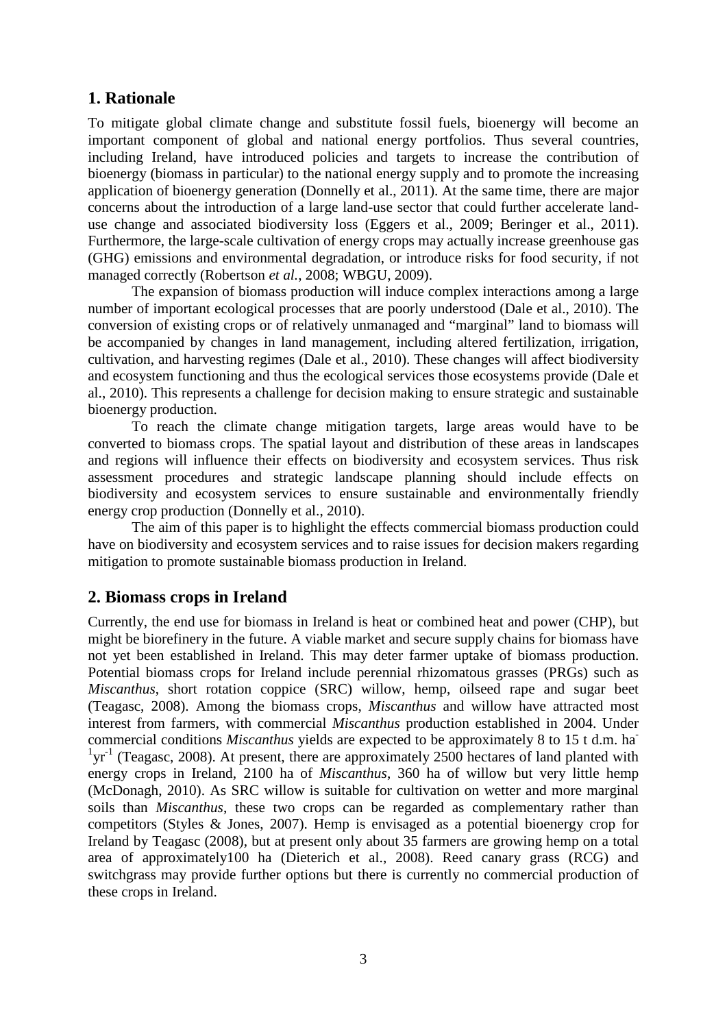## 1. Rationale

To mitigate global climate change and substitute fossil fuels, bioenergy will become an important component of global and national energy portfolios. Thus several countries, including Ireland, have introduced policies and targets to increase the contribution of bioenergy (biomass in particular) to the national energy supply and to promote the increasing application of bioenergy generation (Donnelly et al., 2011). At the same time, there are major concerns about the introduction of a large land-use sector that could further accelerate land-use change and associated biodiversity loss (Eggers et al., 2009; Beringer et al., 2011). Furthermore, the large-scale cultivation of energy crops may actually increase greenhouse gas (GHG) emissions and environmental degradation, or introduce risks for food security, if not managed correctly (Robertson *et al.*, 2008; WBGU, 2009).

The expansion of biomass production will induce complex interactions among a large number of important ecological processes that are poorly understood (Dale et al., 2010). The conversion of existing crops or of relatively unmanaged and "marginal" land to biomass will be accompanied by changes in land management, including altered fertilization, irrigation, cultivation, and harvesting regimes (Dale et al., 2010). These changes will affect biodiversity and ecosystem functioning and thus the ecological services those ecosystems provide (Dale et al., 2010). This represents a challenge for decision making to ensure strategic and sustainable bioenergy production.

To reach the climate change mitigation targets, large areas would have to be converted to biomass crops. The spatial layout and distribution of these areas in landscapes and regions will influence their effects on biodiversity and ecosystem services. Thus risk assessment procedures and strategic landscape planning should include effects on biodiversity and ecosystem services to ensure sustainable and environmentally friendly energy crop production (Donnelly et al., 2010).

The aim of this paper is to highlight the effects commercial biomass production could have on biodiversity and ecosystem services and to raise issues for decision makers regarding mitigation to promote sustainable biomass production in Ireland.

## 2. Biomass crops in Ireland

Currently, the end use for biomass in Ireland is heat or combined heat and power (CHP), but might be biorefinery in the future. A viable market and secure supply chains for biomass have not yet been established in Ireland. This may deter farmer uptake of biomass production. Potential biomass crops for Ireland include perennial rhizomatous grasses (PRGs) such as *Miscanthus*, short rotation coppice (SRC) willow, hemp, oilseed rape and sugar beet (Teagasc, 2008). Among the biomass crops, *Miscanthus* and willow have attracted most interest from farmers, with commercial *Miscanthus* production established in 2004. Under commercial conditions *Miscanthus* yields are expected to be approximately 8 to 15 t d.m. $ha^{-1}yr^{-1}$ (Teagasc, 2008). At present, there are approximately 2500 hectares of land planted with energy crops in Ireland, 2100 ha of *Miscanthus*, 360 ha of willow but very little hemp (McDonagh, 2010). As SRC willow is suitable for cultivation on wetter and more marginal soils than *Miscanthus*, these two crops can be regarded as complementary rather than competitors (Styles & Jones, 2007). Hemp is envisaged as a potential bioenergy crop for Ireland by Teagasc (2008), but at present only about 35 farmers are growing hemp on a total area of approximately100 ha (Dieterich et al., 2008). Reed canary grass (RCG) and switchgrass may provide further options but there is currently no commercial production of these crops in Ireland.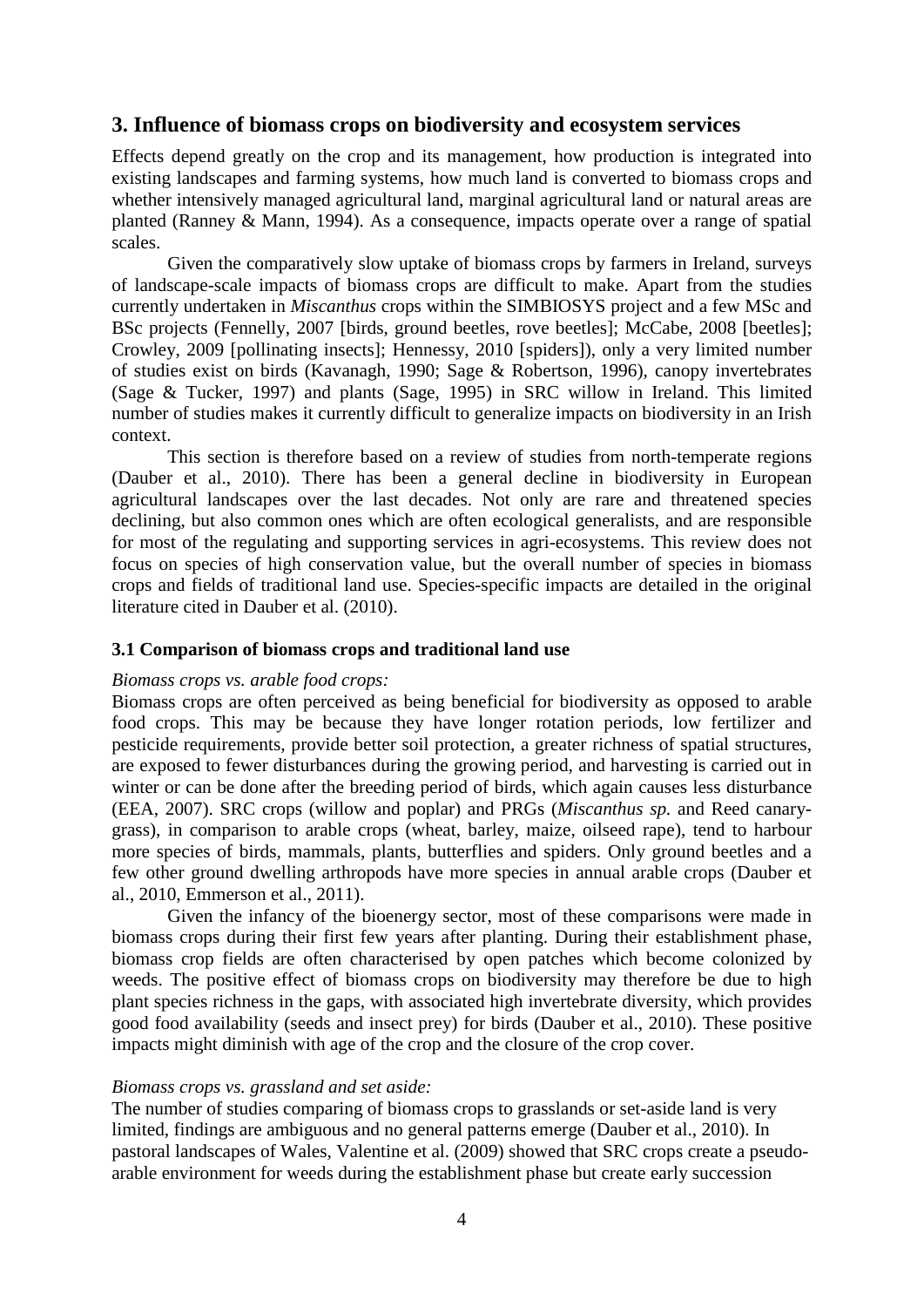## 3. Influence of biomass crops on biodiversity and ecosystem services

Effects depend greatly on the crop and its management, how production is integrated into existing landscapes and farming systems, how much land is converted to biomass crops and whether intensively managed agricultural land, marginal agricultural land or natural areas are planted (Ranney & Mann, 1994). As a consequence, impacts operate over a range of spatial scales.

Given the comparatively slow uptake of biomass crops by farmers in Ireland, surveys of landscape-scale impacts of biomass crops are difficult to make. Apart from the studies currently undertaken in *Miscanthus* crops within the SIMBIOSYS project and a few MSc and BSc projects (Fennelly, 2007 [birds, ground beetles, rove beetles]; McCabe, 2008 [beetles]; Crowley, 2009 [pollinating insects]; Hennessy, 2010 [spiders]), only a very limited number of studies exist on birds (Kavanagh, 1990; Sage & Robertson, 1996), canopy invertebrates (Sage & Tucker, 1997) and plants (Sage, 1995) in SRC willow in Ireland. This limited number of studies makes it currently difficult to generalize impacts on biodiversity in an Irish context.

This section is therefore based on a review of studies from north-temperate regions (Dauber et al., 2010). There has been a general decline in biodiversity in European agricultural landscapes over the last decades. Not only are rare and threatened species declining, but also common ones which are often ecological generalists, and are responsible for most of the regulating and supporting services in agri-ecosystems. This review does not focus on species of high conservation value, but the overall number of species in biomass crops and fields of traditional land use. Species-specific impacts are detailed in the original literature cited in Dauber et al. (2010).

### 3.1 Comparison of biomass crops and traditional land use

*Biomass crops vs. arable food crops:*

Biomass crops are often perceived as being beneficial for biodiversity as opposed to arable food crops. This may be because they have longer rotation periods, low fertilizer and pesticide requirements, provide better soil protection, a greater richness of spatial structures, are exposed to fewer disturbances during the growing period, and harvesting is carried out in winter or can be done after the breeding period of birds, which again causes less disturbance (EEA, 2007). SRC crops (willow and poplar) and PRGs (*Miscanthus sp.* and Reed canary-grass), in comparison to arable crops (wheat, barley, maize, oilseed rape), tend to harbour more species of birds, mammals, plants, butterflies and spiders. Only ground beetles and a few other ground dwelling arthropods have more species in annual arable crops (Dauber et al., 2010, Emmerson et al., 2011).

Given the infancy of the bioenergy sector, most of these comparisons were made in biomass crops during their first few years after planting. During their establishment phase, biomass crop fields are often characterised by open patches which become colonized by weeds. The positive effect of biomass crops on biodiversity may therefore be due to high plant species richness in the gaps, with associated high invertebrate diversity, which provides good food availability (seeds and insect prey) for birds (Dauber et al., 2010). These positive impacts might diminish with age of the crop and the closure of the crop cover.

*Biomass crops vs. grassland and set aside:*

The number of studies comparing of biomass crops to grasslands or set-aside land is very limited, findings are ambiguous and no general patterns emerge (Dauber et al., 2010). In pastoral landscapes of Wales, Valentine et al. (2009) showed that SRC crops create a pseudo-arable environment for weeds during the establishment phase but create early succession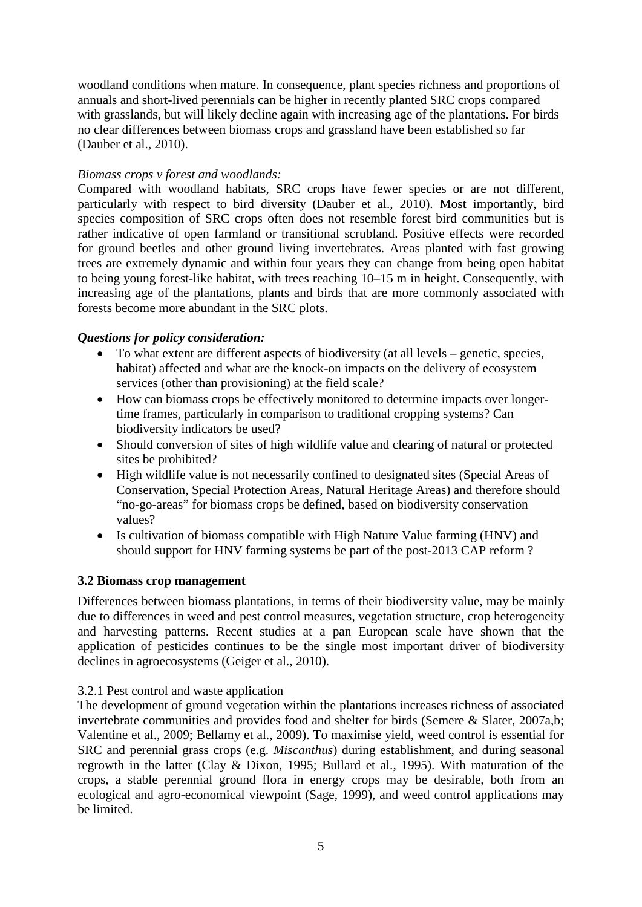woodland conditions when mature. In consequence, plant species richness and proportions of annuals and short-lived perennials can be higher in recently planted SRC crops compared with grasslands, but will likely decline again with increasing age of the plantations. For birds no clear differences between biomass crops and grassland have been established so far (Dauber et al., 2010).

*Biomass crops v forest and woodlands:*

Compared with woodland habitats, SRC crops have fewer species or are not different, particularly with respect to bird diversity (Dauber et al., 2010). Most importantly, bird species composition of SRC crops often does not resemble forest bird communities but is rather indicative of open farmland or transitional scrubland. Positive effects were recorded for ground beetles and other ground living invertebrates. Areas planted with fast growing trees are extremely dynamic and within four years they can change from being open habitat to being young forest-like habitat, with trees reaching 10–15 m in height. Consequently, with increasing age of the plantations, plants and birds that are more commonly associated with forests become more abundant in the SRC plots.

***Questions for policy consideration:***

- To what extent are different aspects of biodiversity (at all levels – genetic, species, habitat) affected and what are the knock-on impacts on the delivery of ecosystem services (other than provisioning) at the field scale?
- How can biomass crops be effectively monitored to determine impacts over longer-time frames, particularly in comparison to traditional cropping systems? Can biodiversity indicators be used?
- Should conversion of sites of high wildlife value and clearing of natural or protected sites be prohibited?
- High wildlife value is not necessarily confined to designated sites (Special Areas of Conservation, Special Protection Areas, Natural Heritage Areas) and therefore should "no-go-areas" for biomass crops be defined, based on biodiversity conservation values?
- Is cultivation of biomass compatible with High Nature Value farming (HNV) and should support for HNV farming systems be part of the post-2013 CAP reform ?

### 3.2 Biomass crop management

Differences between biomass plantations, in terms of their biodiversity value, may be mainly due to differences in weed and pest control measures, vegetation structure, crop heterogeneity and harvesting patterns. Recent studies at a pan European scale have shown that the application of pesticides continues to be the single most important driver of biodiversity declines in agroecosystems (Geiger et al., 2010).

#### 3.2.1 Pest control and waste application

The development of ground vegetation within the plantations increases richness of associated invertebrate communities and provides food and shelter for birds (Semere & Slater, 2007a,b; Valentine et al., 2009; Bellamy et al., 2009). To maximise yield, weed control is essential for SRC and perennial grass crops (e.g. *Miscanthus*) during establishment, and during seasonal regrowth in the latter (Clay & Dixon, 1995; Bullard et al., 1995). With maturation of the crops, a stable perennial ground flora in energy crops may be desirable, both from an ecological and agro-economical viewpoint (Sage, 1999), and weed control applications may be limited.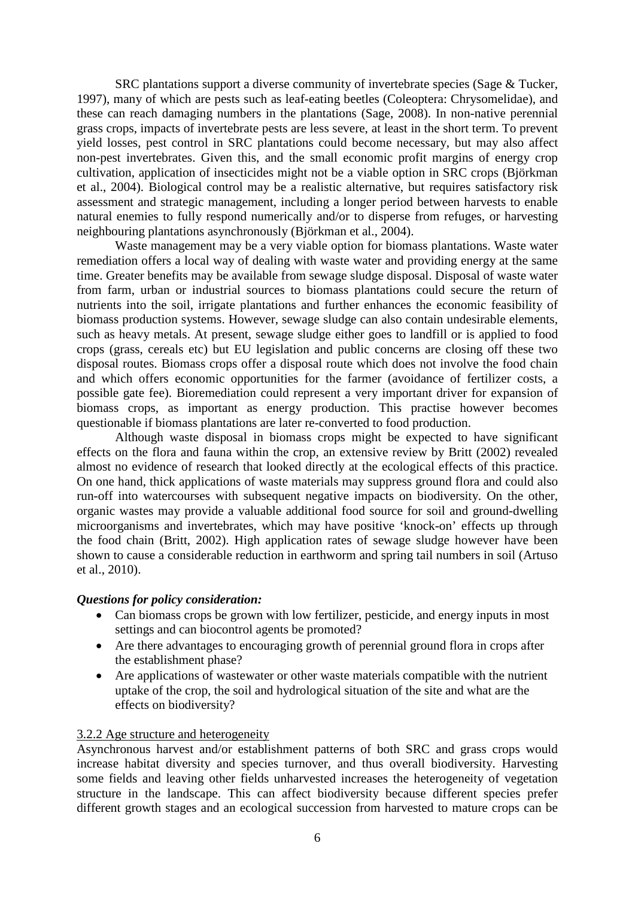SRC plantations support a diverse community of invertebrate species (Sage & Tucker, 1997), many of which are pests such as leaf-eating beetles (Coleoptera: Chrysomelidae), and these can reach damaging numbers in the plantations (Sage, 2008). In non-native perennial grass crops, impacts of invertebrate pests are less severe, at least in the short term. To prevent yield losses, pest control in SRC plantations could become necessary, but may also affect non-pest invertebrates. Given this, and the small economic profit margins of energy crop cultivation, application of insecticides might not be a viable option in SRC crops (Björkman et al., 2004). Biological control may be a realistic alternative, but requires satisfactory risk assessment and strategic management, including a longer period between harvests to enable natural enemies to fully respond numerically and/or to disperse from refuges, or harvesting neighbouring plantations asynchronously (Björkman et al., 2004).

Waste management may be a very viable option for biomass plantations. Waste water remediation offers a local way of dealing with waste water and providing energy at the same time. Greater benefits may be available from sewage sludge disposal. Disposal of waste water from farm, urban or industrial sources to biomass plantations could secure the return of nutrients into the soil, irrigate plantations and further enhances the economic feasibility of biomass production systems. However, sewage sludge can also contain undesirable elements, such as heavy metals. At present, sewage sludge either goes to landfill or is applied to food crops (grass, cereals etc) but EU legislation and public concerns are closing off these two disposal routes. Biomass crops offer a disposal route which does not involve the food chain and which offers economic opportunities for the farmer (avoidance of fertilizer costs, a possible gate fee). Bioremediation could represent a very important driver for expansion of biomass crops, as important as energy production. This practise however becomes questionable if biomass plantations are later re-converted to food production.

Although waste disposal in biomass crops might be expected to have significant effects on the flora and fauna within the crop, an extensive review by Britt (2002) revealed almost no evidence of research that looked directly at the ecological effects of this practice. On one hand, thick applications of waste materials may suppress ground flora and could also run-off into watercourses with subsequent negative impacts on biodiversity. On the other, organic wastes may provide a valuable additional food source for soil and ground-dwelling microorganisms and invertebrates, which may have positive 'knock-on' effects up through the food chain (Britt, 2002). High application rates of sewage sludge however have been shown to cause a considerable reduction in earthworm and spring tail numbers in soil (Artuso et al., 2010).

***Questions for policy consideration:***

- Can biomass crops be grown with low fertilizer, pesticide, and energy inputs in most settings and can biocontrol agents be promoted?
- Are there advantages to encouraging growth of perennial ground flora in crops after the establishment phase?
- Are applications of wastewater or other waste materials compatible with the nutrient uptake of the crop, the soil and hydrological situation of the site and what are the effects on biodiversity?

### 3.2.2 Age structure and heterogeneity

Asynchronous harvest and/or establishment patterns of both SRC and grass crops would increase habitat diversity and species turnover, and thus overall biodiversity. Harvesting some fields and leaving other fields unharvested increases the heterogeneity of vegetation structure in the landscape. This can affect biodiversity because different species prefer different growth stages and an ecological succession from harvested to mature crops can be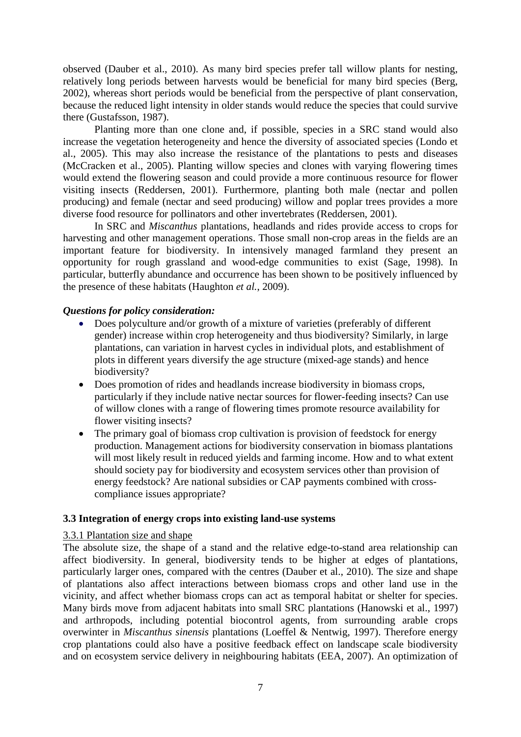observed (Dauber et al., 2010). As many bird species prefer tall willow plants for nesting, relatively long periods between harvests would be beneficial for many bird species (Berg, 2002), whereas short periods would be beneficial from the perspective of plant conservation, because the reduced light intensity in older stands would reduce the species that could survive there (Gustafsson, 1987).

Planting more than one clone and, if possible, species in a SRC stand would also increase the vegetation heterogeneity and hence the diversity of associated species (Londo et al., 2005). This may also increase the resistance of the plantations to pests and diseases (McCracken et al., 2005). Planting willow species and clones with varying flowering times would extend the flowering season and could provide a more continuous resource for flower visiting insects (Reddersen, 2001). Furthermore, planting both male (nectar and pollen producing) and female (nectar and seed producing) willow and poplar trees provides a more diverse food resource for pollinators and other invertebrates (Reddersen, 2001).

In SRC and *Miscanthus* plantations, headlands and rides provide access to crops for harvesting and other management operations. Those small non-crop areas in the fields are an important feature for biodiversity. In intensively managed farmland they present an opportunity for rough grassland and wood-edge communities to exist (Sage, 1998). In particular, butterfly abundance and occurrence has been shown to be positively influenced by the presence of these habitats (Haughton *et al.*, 2009).

***Questions for policy consideration:***

- Does polyculture and/or growth of a mixture of varieties (preferably of different gender) increase within crop heterogeneity and thus biodiversity? Similarly, in large plantations, can variation in harvest cycles in individual plots, and establishment of plots in different years diversify the age structure (mixed-age stands) and hence biodiversity?
- Does promotion of rides and headlands increase biodiversity in biomass crops, particularly if they include native nectar sources for flower-feeding insects? Can use of willow clones with a range of flowering times promote resource availability for flower visiting insects?
- The primary goal of biomass crop cultivation is provision of feedstock for energy production. Management actions for biodiversity conservation in biomass plantations will most likely result in reduced yields and farming income. How and to what extent should society pay for biodiversity and ecosystem services other than provision of energy feedstock? Are national subsidies or CAP payments combined with cross-compliance issues appropriate?

### 3.3 Integration of energy crops into existing land-use systems

#### 3.3.1 Plantation size and shape

The absolute size, the shape of a stand and the relative edge-to-stand area relationship can affect biodiversity. In general, biodiversity tends to be higher at edges of plantations, particularly larger ones, compared with the centres (Dauber et al., 2010). The size and shape of plantations also affect interactions between biomass crops and other land use in the vicinity, and affect whether biomass crops can act as temporal habitat or shelter for species. Many birds move from adjacent habitats into small SRC plantations (Hanowski et al., 1997) and arthropods, including potential biocontrol agents, from surrounding arable crops overwinter in *Miscanthus sinensis* plantations (Loeffel & Nentwig, 1997). Therefore energy crop plantations could also have a positive feedback effect on landscape scale biodiversity and on ecosystem service delivery in neighbouring habitats (EEA, 2007). An optimization of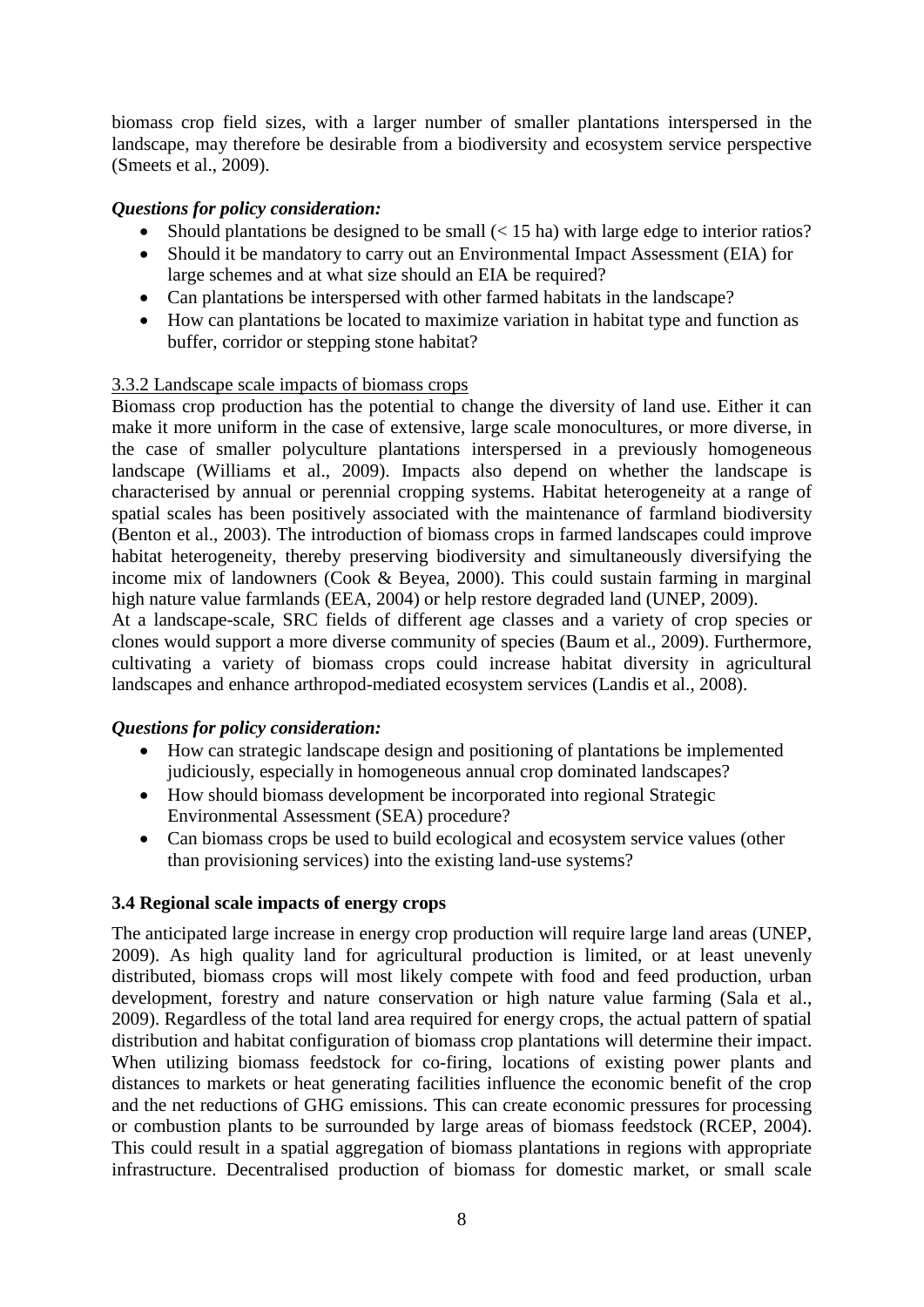biomass crop field sizes, with a larger number of smaller plantations interspersed in the landscape, may therefore be desirable from a biodiversity and ecosystem service perspective (Smeets et al., 2009).

***Questions for policy consideration:***

- Should plantations be designed to be small (< 15 ha) with large edge to interior ratios?
- Should it be mandatory to carry out an Environmental Impact Assessment (EIA) for large schemes and at what size should an EIA be required?
- Can plantations be interspersed with other farmed habitats in the landscape?
- How can plantations be located to maximize variation in habitat type and function as buffer, corridor or stepping stone habitat?

3.3.2 Landscape scale impacts of biomass crops

Biomass crop production has the potential to change the diversity of land use. Either it can make it more uniform in the case of extensive, large scale monocultures, or more diverse, in the case of smaller polyculture plantations interspersed in a previously homogeneous landscape (Williams et al., 2009). Impacts also depend on whether the landscape is characterised by annual or perennial cropping systems. Habitat heterogeneity at a range of spatial scales has been positively associated with the maintenance of farmland biodiversity (Benton et al., 2003). The introduction of biomass crops in farmed landscapes could improve habitat heterogeneity, thereby preserving biodiversity and simultaneously diversifying the income mix of landowners (Cook & Beyea, 2000). This could sustain farming in marginal high nature value farmlands (EEA, 2004) or help restore degraded land (UNEP, 2009).

At a landscape-scale, SRC fields of different age classes and a variety of crop species or clones would support a more diverse community of species (Baum et al., 2009). Furthermore, cultivating a variety of biomass crops could increase habitat diversity in agricultural landscapes and enhance arthropod-mediated ecosystem services (Landis et al., 2008).

***Questions for policy consideration:***

- How can strategic landscape design and positioning of plantations be implemented judiciously, especially in homogeneous annual crop dominated landscapes?
- How should biomass development be incorporated into regional Strategic Environmental Assessment (SEA) procedure?
- Can biomass crops be used to build ecological and ecosystem service values (other than provisioning services) into the existing land-use systems?

### 3.4 Regional scale impacts of energy crops

The anticipated large increase in energy crop production will require large land areas (UNEP, 2009). As high quality land for agricultural production is limited, or at least unevenly distributed, biomass crops will most likely compete with food and feed production, urban development, forestry and nature conservation or high nature value farming (Sala et al., 2009). Regardless of the total land area required for energy crops, the actual pattern of spatial distribution and habitat configuration of biomass crop plantations will determine their impact. When utilizing biomass feedstock for co-firing, locations of existing power plants and distances to markets or heat generating facilities influence the economic benefit of the crop and the net reductions of GHG emissions. This can create economic pressures for processing or combustion plants to be surrounded by large areas of biomass feedstock (RCEP, 2004). This could result in a spatial aggregation of biomass plantations in regions with appropriate infrastructure. Decentralised production of biomass for domestic market, or small scale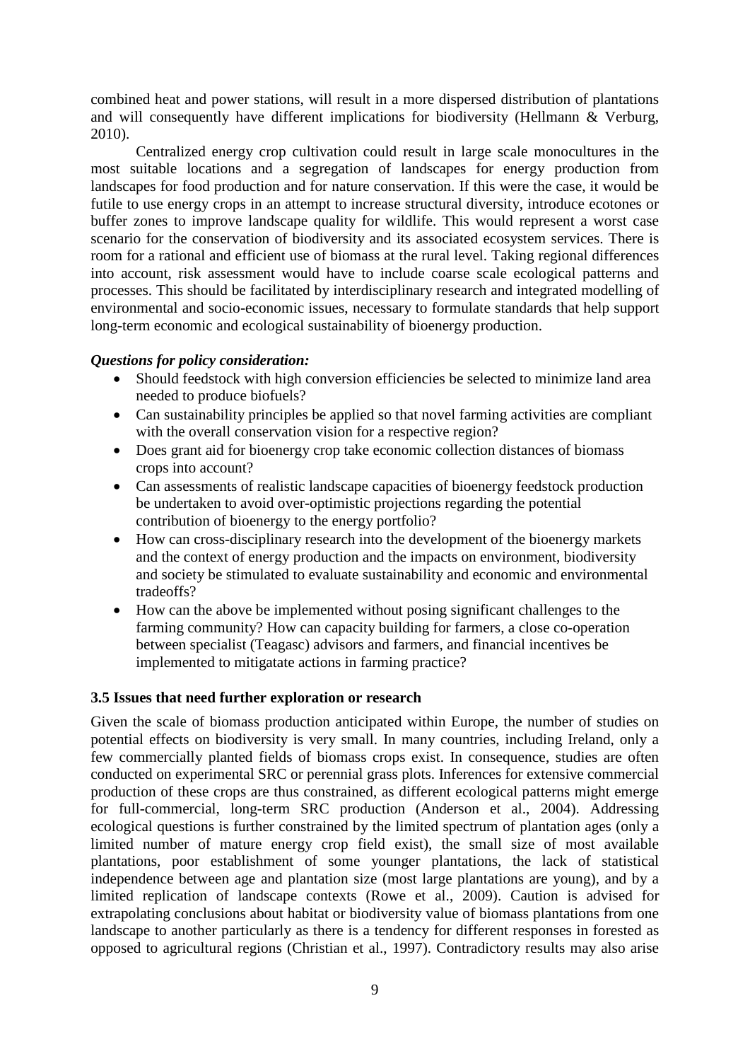combined heat and power stations, will result in a more dispersed distribution of plantations and will consequently have different implications for biodiversity (Hellmann & Verburg, 2010).

Centralized energy crop cultivation could result in large scale monocultures in the most suitable locations and a segregation of landscapes for energy production from landscapes for food production and for nature conservation. If this were the case, it would be futile to use energy crops in an attempt to increase structural diversity, introduce ecotones or buffer zones to improve landscape quality for wildlife. This would represent a worst case scenario for the conservation of biodiversity and its associated ecosystem services. There is room for a rational and efficient use of biomass at the rural level. Taking regional differences into account, risk assessment would have to include coarse scale ecological patterns and processes. This should be facilitated by interdisciplinary research and integrated modelling of environmental and socio-economic issues, necessary to formulate standards that help support long-term economic and ecological sustainability of bioenergy production.

***Questions for policy consideration:***

- Should feedstock with high conversion efficiencies be selected to minimize land area needed to produce biofuels?
- Can sustainability principles be applied so that novel farming activities are compliant with the overall conservation vision for a respective region?
- Does grant aid for bioenergy crop take economic collection distances of biomass crops into account?
- Can assessments of realistic landscape capacities of bioenergy feedstock production be undertaken to avoid over-optimistic projections regarding the potential contribution of bioenergy to the energy portfolio?
- How can cross-disciplinary research into the development of the bioenergy markets and the context of energy production and the impacts on environment, biodiversity and society be stimulated to evaluate sustainability and economic and environmental tradeoffs?
- How can the above be implemented without posing significant challenges to the farming community? How can capacity building for farmers, a close co-operation between specialist (Teagasc) advisors and farmers, and financial incentives be implemented to mitigatate actions in farming practice?

### 3.5 Issues that need further exploration or research

Given the scale of biomass production anticipated within Europe, the number of studies on potential effects on biodiversity is very small. In many countries, including Ireland, only a few commercially planted fields of biomass crops exist. In consequence, studies are often conducted on experimental SRC or perennial grass plots. Inferences for extensive commercial production of these crops are thus constrained, as different ecological patterns might emerge for full-commercial, long-term SRC production (Anderson et al., 2004). Addressing ecological questions is further constrained by the limited spectrum of plantation ages (only a limited number of mature energy crop field exist), the small size of most available plantations, poor establishment of some younger plantations, the lack of statistical independence between age and plantation size (most large plantations are young), and by a limited replication of landscape contexts (Rowe et al., 2009). Caution is advised for extrapolating conclusions about habitat or biodiversity value of biomass plantations from one landscape to another particularly as there is a tendency for different responses in forested as opposed to agricultural regions (Christian et al., 1997). Contradictory results may also arise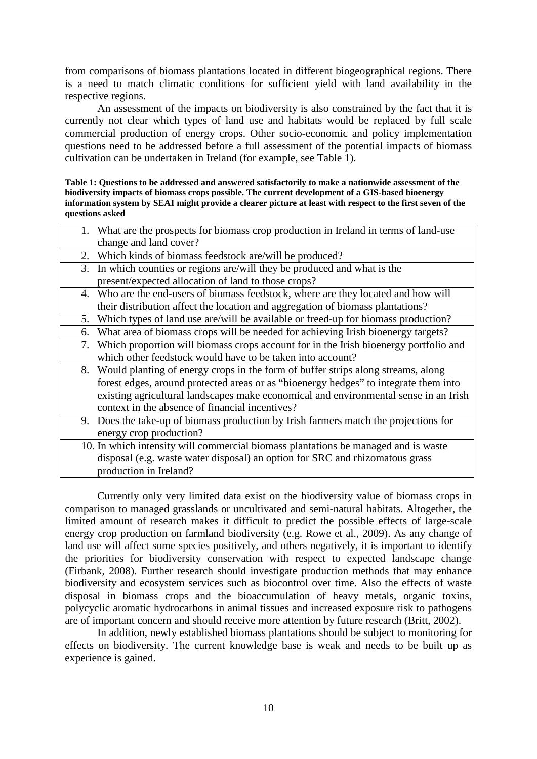from comparisons of biomass plantations located in different biogeographical regions. There is a need to match climatic conditions for sufficient yield with land availability in the respective regions.

An assessment of the impacts on biodiversity is also constrained by the fact that it is currently not clear which types of land use and habitats would be replaced by full scale commercial production of energy crops. Other socio-economic and policy implementation questions need to be addressed before a full assessment of the potential impacts of biomass cultivation can be undertaken in Ireland (for example, see Table 1).

**Table 1: Questions to be addressed and answered satisfactorily to make a nationwide assessment of the biodiversity impacts of biomass crops possible. The current development of a GIS-based bioenergy information system by SEAI might provide a clearer picture at least with respect to the first seven of the questions asked**

| |
|---|
| 1. What are the prospects for biomass crop production in Ireland in terms of land-use change and land cover? |
| 2. Which kinds of biomass feedstock are/will be produced? |
| 3. In which counties or regions are/will they be produced and what is the present/expected allocation of land to those crops? |
| 4. Who are the end-users of biomass feedstock, where are they located and how will their distribution affect the location and aggregation of biomass plantations? |
| 5. Which types of land use are/will be available or freed-up for biomass production? |
| 6. What area of biomass crops will be needed for achieving Irish bioenergy targets? |
| 7. Which proportion will biomass crops account for in the Irish bioenergy portfolio and which other feedstock would have to be taken into account? |
| 8. Would planting of energy crops in the form of buffer strips along streams, along forest edges, around protected areas or as "bioenergy hedges" to integrate them into existing agricultural landscapes make economical and environmental sense in an Irish context in the absence of financial incentives? |
| 9. Does the take-up of biomass production by Irish farmers match the projections for energy crop production? |
| 10. In which intensity will commercial biomass plantations be managed and is waste disposal (e.g. waste water disposal) an option for SRC and rhizomatous grass production in Ireland? |

Currently only very limited data exist on the biodiversity value of biomass crops in comparison to managed grasslands or uncultivated and semi-natural habitats. Altogether, the limited amount of research makes it difficult to predict the possible effects of large-scale energy crop production on farmland biodiversity (e.g. Rowe et al., 2009). As any change of land use will affect some species positively, and others negatively, it is important to identify the priorities for biodiversity conservation with respect to expected landscape change (Firbank, 2008). Further research should investigate production methods that may enhance biodiversity and ecosystem services such as biocontrol over time. Also the effects of waste disposal in biomass crops and the bioaccumulation of heavy metals, organic toxins, polycyclic aromatic hydrocarbons in animal tissues and increased exposure risk to pathogens are of important concern and should receive more attention by future research (Britt, 2002).

In addition, newly established biomass plantations should be subject to monitoring for effects on biodiversity. The current knowledge base is weak and needs to be built up as experience is gained.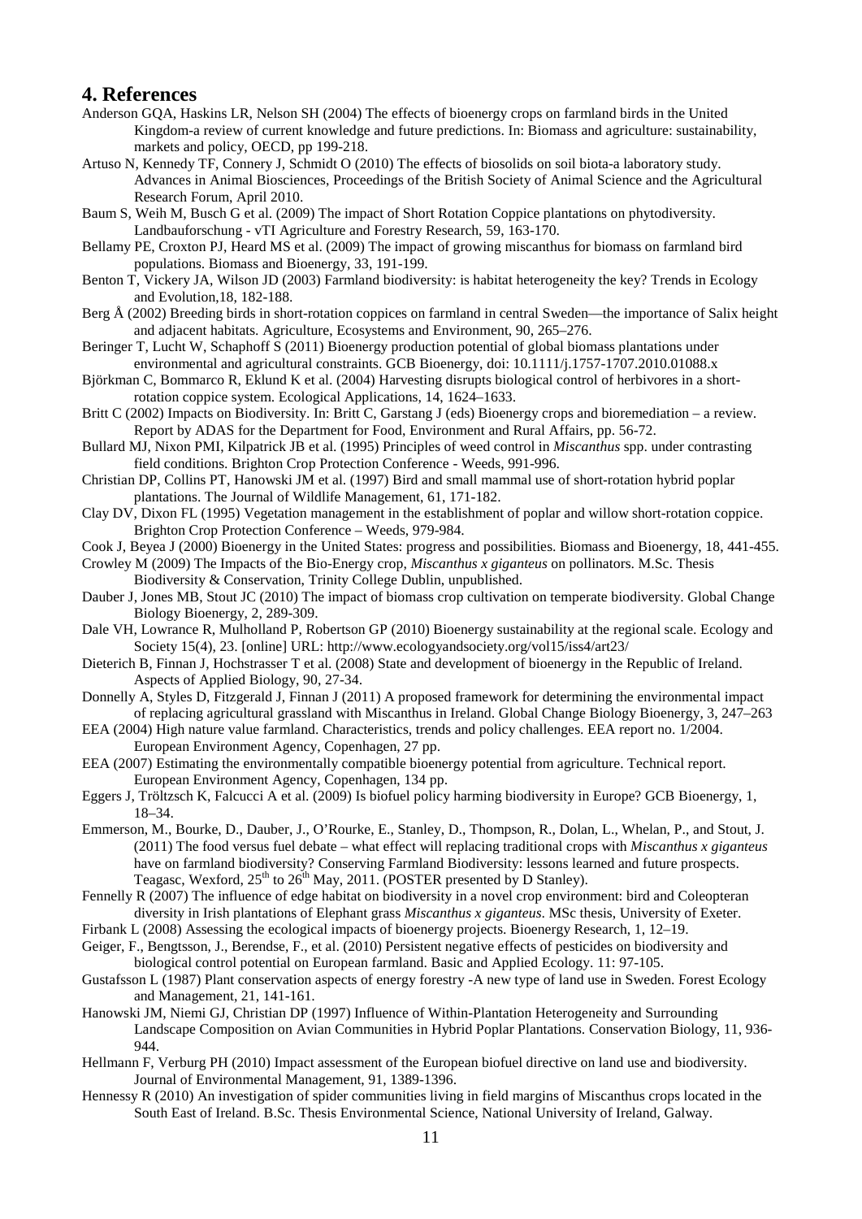## 4. References

Anderson GQA, Haskins LR, Nelson SH (2004) The effects of bioenergy crops on farmland birds in the United Kingdom-a review of current knowledge and future predictions. In: Biomass and agriculture: sustainability, markets and policy, OECD, pp 199-218.

Artuso N, Kennedy TF, Connery J, Schmidt O (2010) The effects of biosolids on soil biota-a laboratory study. Advances in Animal Biosciences, Proceedings of the British Society of Animal Science and the Agricultural Research Forum, April 2010.

Baum S, Weih M, Busch G et al. (2009) The impact of Short Rotation Coppice plantations on phytodiversity. Landbauforschung - vTI Agriculture and Forestry Research, 59, 163-170.

Bellamy PE, Croxton PJ, Heard MS et al. (2009) The impact of growing miscanthus for biomass on farmland bird populations. Biomass and Bioenergy, 33, 191-199.

Benton T, Vickery JA, Wilson JD (2003) Farmland biodiversity: is habitat heterogeneity the key? Trends in Ecology and Evolution,18, 182-188.

Berg Å (2002) Breeding birds in short-rotation coppices on farmland in central Sweden—the importance of Salix height and adjacent habitats. Agriculture, Ecosystems and Environment, 90, 265–276.

Beringer T, Lucht W, Schaphoff S (2011) Bioenergy production potential of global biomass plantations under environmental and agricultural constraints. GCB Bioenergy, doi: 10.1111/j.1757-1707.2010.01088.x

Björkman C, Bommarco R, Eklund K et al. (2004) Harvesting disrupts biological control of herbivores in a short-rotation coppice system. Ecological Applications, 14, 1624–1633.

Britt C (2002) Impacts on Biodiversity. In: Britt C, Garstang J (eds) Bioenergy crops and bioremediation – a review. Report by ADAS for the Department for Food, Environment and Rural Affairs, pp. 56-72.

Bullard MJ, Nixon PMI, Kilpatrick JB et al. (1995) Principles of weed control in *Miscanthus* spp. under contrasting field conditions. Brighton Crop Protection Conference - Weeds, 991-996.

Christian DP, Collins PT, Hanowski JM et al. (1997) Bird and small mammal use of short-rotation hybrid poplar plantations. The Journal of Wildlife Management, 61, 171-182.

Clay DV, Dixon FL (1995) Vegetation management in the establishment of poplar and willow short-rotation coppice. Brighton Crop Protection Conference – Weeds, 979-984.

Cook J, Beyea J (2000) Bioenergy in the United States: progress and possibilities. Biomass and Bioenergy, 18, 441-455.

Crowley M (2009) The Impacts of the Bio-Energy crop, *Miscanthus x giganteus* on pollinators. M.Sc. Thesis Biodiversity & Conservation, Trinity College Dublin, unpublished.

Dauber J, Jones MB, Stout JC (2010) The impact of biomass crop cultivation on temperate biodiversity. Global Change Biology Bioenergy, 2, 289-309.

Dale VH, Lowrance R, Mulholland P, Robertson GP (2010) Bioenergy sustainability at the regional scale. Ecology and Society 15(4), 23. [online] URL: http://www.ecologyandsociety.org/vol15/iss4/art23/

Dieterich B, Finnan J, Hochstrasser T et al. (2008) State and development of bioenergy in the Republic of Ireland. Aspects of Applied Biology, 90, 27-34.

Donnelly A, Styles D, Fitzgerald J, Finnan J (2011) A proposed framework for determining the environmental impact of replacing agricultural grassland with Miscanthus in Ireland. Global Change Biology Bioenergy, 3, 247–263

EEA (2004) High nature value farmland. Characteristics, trends and policy challenges. EEA report no. 1/2004. European Environment Agency, Copenhagen, 27 pp.

EEA (2007) Estimating the environmentally compatible bioenergy potential from agriculture. Technical report. European Environment Agency, Copenhagen, 134 pp.

Eggers J, Tröltzsch K, Falcucci A et al. (2009) Is biofuel policy harming biodiversity in Europe? GCB Bioenergy, 1, 18–34.

Emmerson, M., Bourke, D., Dauber, J., O'Rourke, E., Stanley, D., Thompson, R., Dolan, L., Whelan, P., and Stout, J. (2011) The food versus fuel debate – what effect will replacing traditional crops with *Miscanthus x giganteus* have on farmland biodiversity? Conserving Farmland Biodiversity: lessons learned and future prospects. Teagasc, Wexford, 25th to 26th May, 2011. (POSTER presented by D Stanley).

Fennelly R (2007) The influence of edge habitat on biodiversity in a novel crop environment: bird and Coleopteran diversity in Irish plantations of Elephant grass *Miscanthus x giganteus*. MSc thesis, University of Exeter.

Firbank L (2008) Assessing the ecological impacts of bioenergy projects. Bioenergy Research, 1, 12–19.

Geiger, F., Bengtsson, J., Berendse, F., et al. (2010) Persistent negative effects of pesticides on biodiversity and biological control potential on European farmland. Basic and Applied Ecology. 11: 97-105.

Gustafsson L (1987) Plant conservation aspects of energy forestry -A new type of land use in Sweden. Forest Ecology and Management, 21, 141-161.

Hanowski JM, Niemi GJ, Christian DP (1997) Influence of Within-Plantation Heterogeneity and Surrounding Landscape Composition on Avian Communities in Hybrid Poplar Plantations. Conservation Biology, 11, 936-944.

Hellmann F, Verburg PH (2010) Impact assessment of the European biofuel directive on land use and biodiversity. Journal of Environmental Management, 91, 1389-1396.

Hennessy R (2010) An investigation of spider communities living in field margins of Miscanthus crops located in the South East of Ireland. B.Sc. Thesis Environmental Science, National University of Ireland, Galway.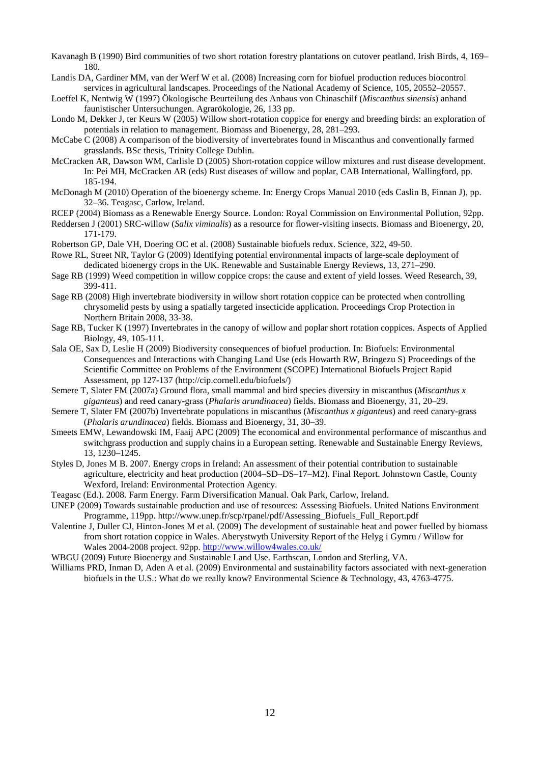Kavanagh B (1990) Bird communities of two short rotation forestry plantations on cutover peatland. Irish Birds, 4, 169–180.

Landis DA, Gardiner MM, van der Werf W et al. (2008) Increasing corn for biofuel production reduces biocontrol services in agricultural landscapes. Proceedings of the National Academy of Science, 105, 20552–20557.

Loeffel K, Nentwig W (1997) Ökologische Beurteilung des Anbaus von Chinaschilf (*Miscanthus sinensis*) anhand faunistischer Untersuchungen. Agrarökologie, 26, 133 pp.

Londo M, Dekker J, ter Keurs W (2005) Willow short-rotation coppice for energy and breeding birds: an exploration of potentials in relation to management. Biomass and Bioenergy, 28, 281–293.

McCabe C (2008) A comparison of the biodiversity of invertebrates found in Miscanthus and conventionally farmed grasslands. BSc thesis, Trinity College Dublin.

McCracken AR, Dawson WM, Carlisle D (2005) Short-rotation coppice willow mixtures and rust disease development. In: Pei MH, McCracken AR (eds) Rust diseases of willow and poplar, CAB International, Wallingford, pp. 185-194.

McDonagh M (2010) Operation of the bioenergy scheme. In: Energy Crops Manual 2010 (eds Caslin B, Finnan J), pp. 32–36. Teagasc, Carlow, Ireland.

RCEP (2004) Biomass as a Renewable Energy Source. London: Royal Commission on Environmental Pollution, 92pp.

Reddersen J (2001) SRC-willow (*Salix viminalis*) as a resource for flower-visiting insects. Biomass and Bioenergy, 20, 171-179.

Robertson GP, Dale VH, Doering OC et al. (2008) Sustainable biofuels redux. Science, 322, 49-50.

Rowe RL, Street NR, Taylor G (2009) Identifying potential environmental impacts of large-scale deployment of dedicated bioenergy crops in the UK. Renewable and Sustainable Energy Reviews, 13, 271–290.

Sage RB (1999) Weed competition in willow coppice crops: the cause and extent of yield losses. Weed Research, 39, 399-411.

Sage RB (2008) High invertebrate biodiversity in willow short rotation coppice can be protected when controlling chrysomelid pests by using a spatially targeted insecticide application. Proceedings Crop Protection in Northern Britain 2008, 33-38.

Sage RB, Tucker K (1997) Invertebrates in the canopy of willow and poplar short rotation coppices. Aspects of Applied Biology, 49, 105-111.

Sala OE, Sax D, Leslie H (2009) Biodiversity consequences of biofuel production. In: Biofuels: Environmental Consequences and Interactions with Changing Land Use (eds Howarth RW, Bringezu S) Proceedings of the Scientific Committee on Problems of the Environment (SCOPE) International Biofuels Project Rapid Assessment, pp 127-137 (http://cip.cornell.edu/biofuels/)

Semere T, Slater FM (2007a) Ground flora, small mammal and bird species diversity in miscanthus (*Miscanthus x giganteus*) and reed canary-grass (*Phalaris arundinacea*) fields. Biomass and Bioenergy, 31, 20–29.

Semere T, Slater FM (2007b) Invertebrate populations in miscanthus (*Miscanthus x giganteus*) and reed canary-grass (*Phalaris arundinacea*) fields. Biomass and Bioenergy, 31, 30–39.

Smeets EMW, Lewandowski IM, Faaij APC (2009) The economical and environmental performance of miscanthus and switchgrass production and supply chains in a European setting. Renewable and Sustainable Energy Reviews, 13, 1230–1245.

Styles D, Jones M B. 2007. Energy crops in Ireland: An assessment of their potential contribution to sustainable agriculture, electricity and heat production (2004–SD–DS–17–M2). Final Report. Johnstown Castle, County Wexford, Ireland: Environmental Protection Agency.

Teagasc (Ed.). 2008. Farm Energy. Farm Diversification Manual. Oak Park, Carlow, Ireland.

UNEP (2009) Towards sustainable production and use of resources: Assessing Biofuels. United Nations Environment Programme, 119pp. http://www.unep.fr/scp/rpanel/pdf/Assessing_Biofuels_Full_Report.pdf

Valentine J, Duller CJ, Hinton-Jones M et al. (2009) The development of sustainable heat and power fuelled by biomass from short rotation coppice in Wales. Aberystwyth University Report of the Helyg i Gymru / Willow for Wales 2004-2008 project. 92pp. http://www.willow4wales.co.uk/

WBGU (2009) Future Bioenergy and Sustainable Land Use. Earthscan, London and Sterling, VA.

Williams PRD, Inman D, Aden A et al. (2009) Environmental and sustainability factors associated with next-generation biofuels in the U.S.: What do we really know? Environmental Science & Technology, 43, 4763-4775.